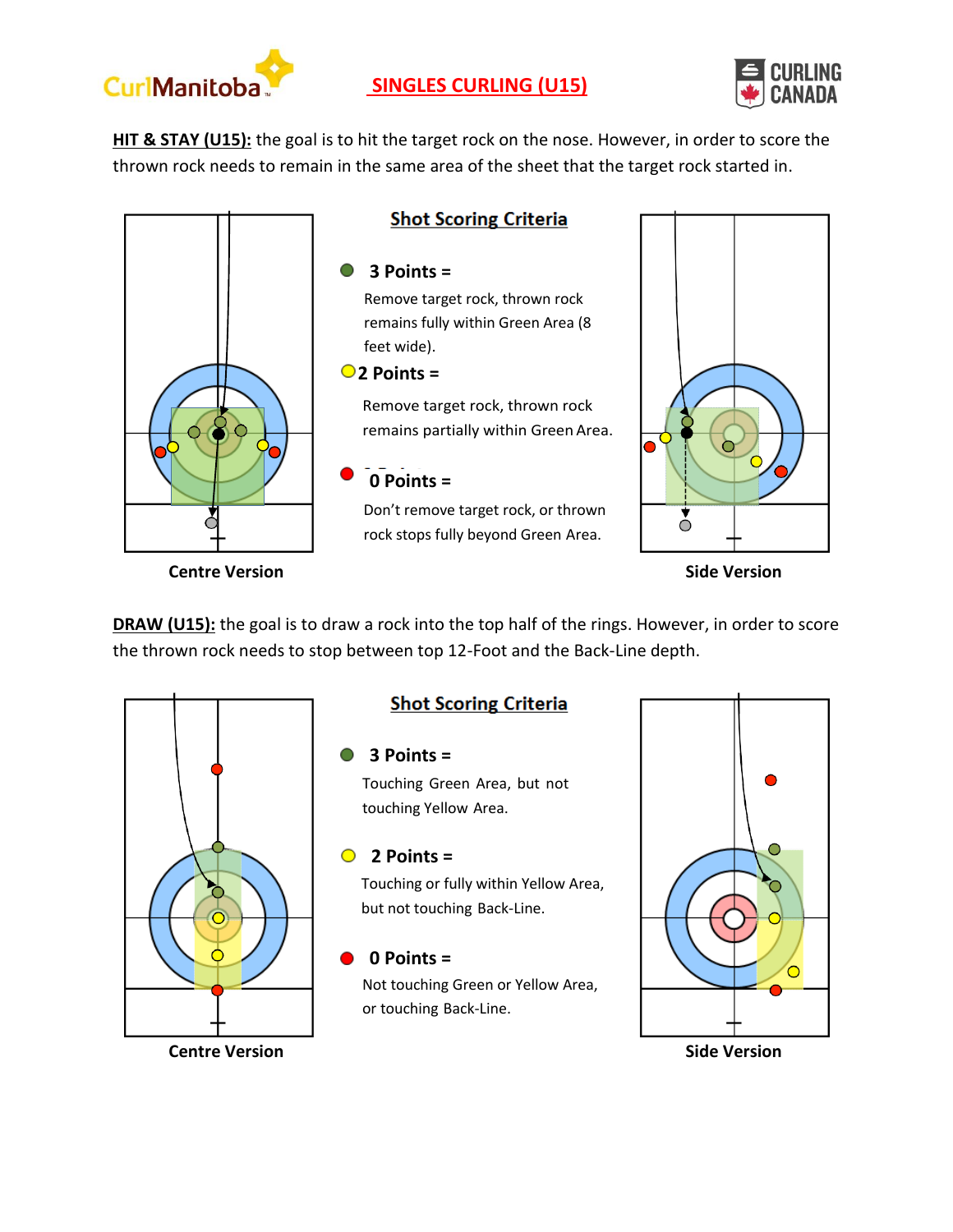# SINGLES CURLING (U15)

**HIT & STAY (U15):** the goal is to hit the target rock on the nose. However, in order to score the thrown rock needs to remain in the same area of the sheet that the target rock started in.

### Shot Scoring Criteria

**3 Points =**

Remove target rock, thrown rock remains fully within Green Area (8 feet wide).

**2 Points =**

Remove target rock, thrown rock remains partially within Green Area.

**0 Points =**

Don't remove target rock, or thrown rock stops fully beyond Green Area.

Centre Version

Side Version

**DRAW (U15):** the goal is to draw a rock into the top half of the rings. However, in order to score the thrown rock needs to stop between top 12-Foot and the Back-Line depth.

### Shot Scoring Criteria

**3 Points =**

Touching Green Area, but not touching Yellow Area.

**2 Points =**

Touching or fully within Yellow Area, but not touching Back-Line.

**0 Points =**

Not touching Green or Yellow Area, or touching Back-Line.

Centre Version

Side Version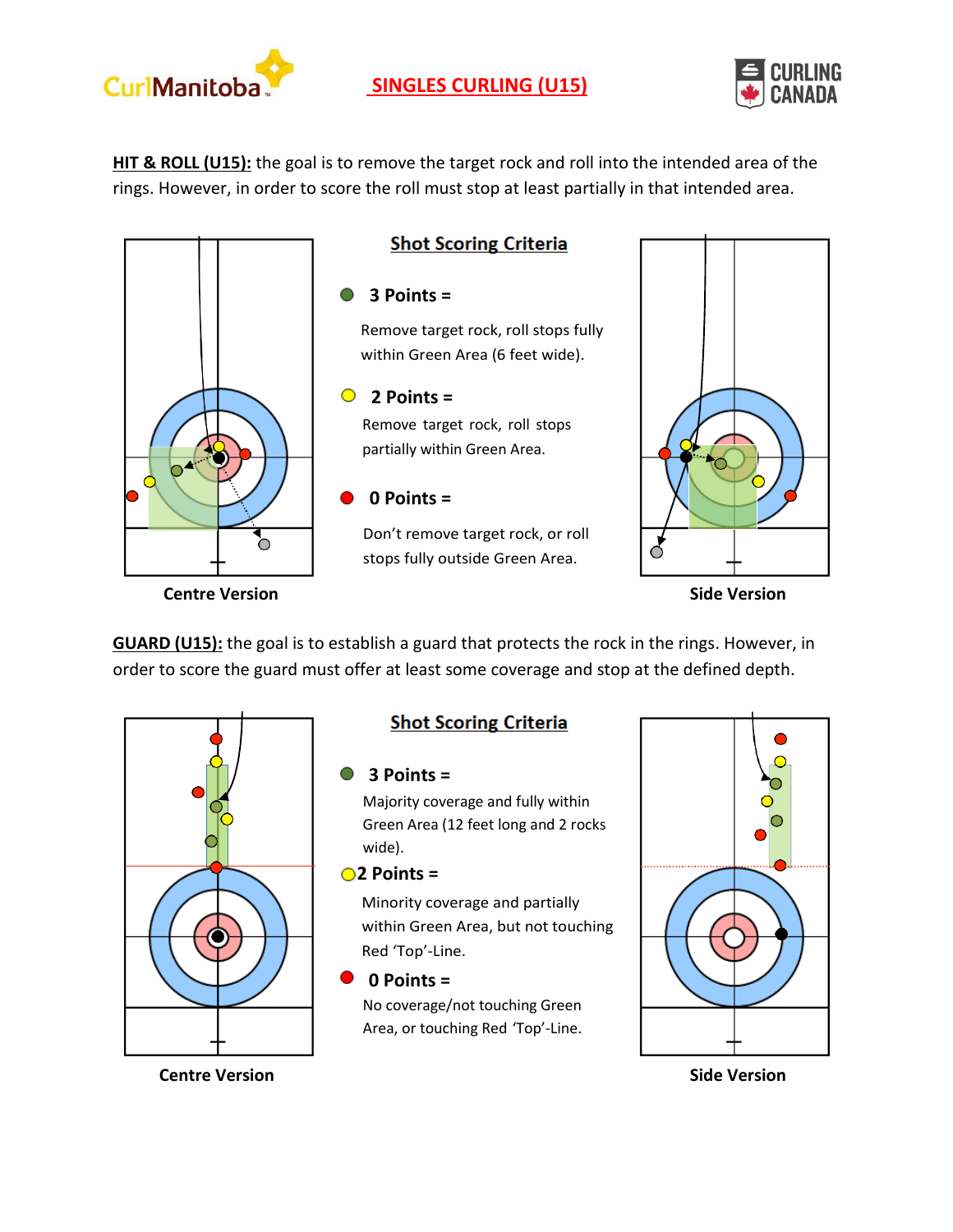# SINGLES CURLING (U15)

**HIT & ROLL (U15):** the goal is to remove the target rock and roll into the intended area of the rings. However, in order to score the roll must stop at least partially in that intended area.

## Shot Scoring Criteria

- **3 Points =** Remove target rock, roll stops fully within Green Area (6 feet wide).
- **2 Points =** Remove target rock, roll stops partially within Green Area.
- **0 Points =** Don't remove target rock, or roll stops fully outside Green Area.

Centre Version

Side Version

**GUARD (U15):** the goal is to establish a guard that protects the rock in the rings. However, in order to score the guard must offer at least some coverage and stop at the defined depth.

## Shot Scoring Criteria

- **3 Points =** Majority coverage and fully within Green Area (12 feet long and 2 rocks wide).
- **2 Points =** Minority coverage and partially within Green Area, but not touching Red 'Top'-Line.
- **0 Points =** No coverage/not touching Green Area, or touching Red 'Top'-Line.

Centre Version

Side Version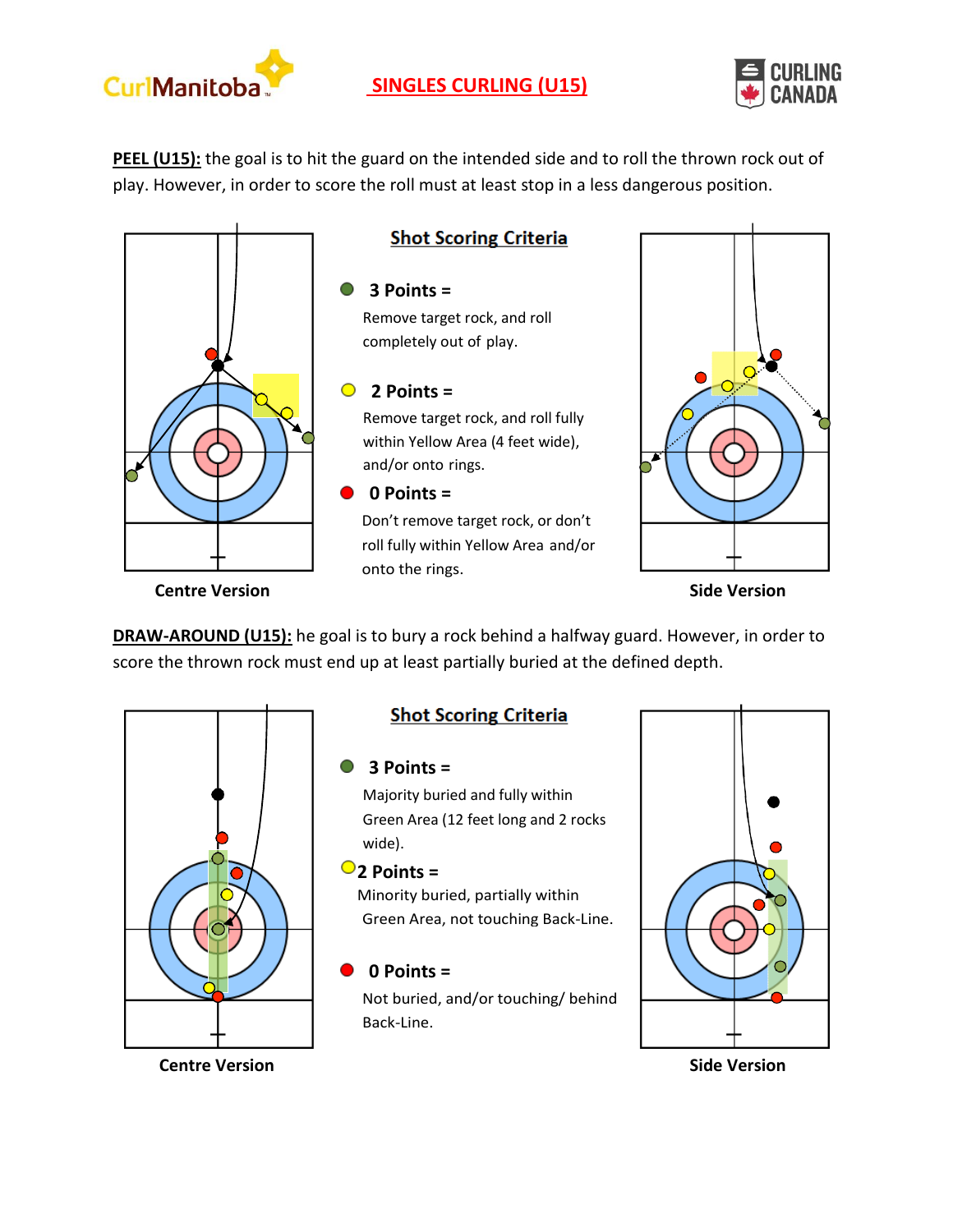# SINGLES CURLING (U15)

**PEEL (U15):** the goal is to hit the guard on the intended side and to roll the thrown rock out of play. However, in order to score the roll must at least stop in a less dangerous position.

### Shot Scoring Criteria

- **3 Points =** Remove target rock, and roll completely out of play.
- **2 Points =** Remove target rock, and roll fully within Yellow Area (4 feet wide), and/or onto rings.
- **0 Points =** Don't remove target rock, or don't roll fully within Yellow Area and/or onto the rings.

Centre Version

Side Version

**DRAW-AROUND (U15):** he goal is to bury a rock behind a halfway guard. However, in order to score the thrown rock must end up at least partially buried at the defined depth.

### Shot Scoring Criteria

- **3 Points =** Majority buried and fully within Green Area (12 feet long and 2 rocks wide).
- **2 Points =** Minority buried, partially within Green Area, not touching Back-Line.
- **0 Points =** Not buried, and/or touching/ behind Back-Line.

Centre Version

Side Version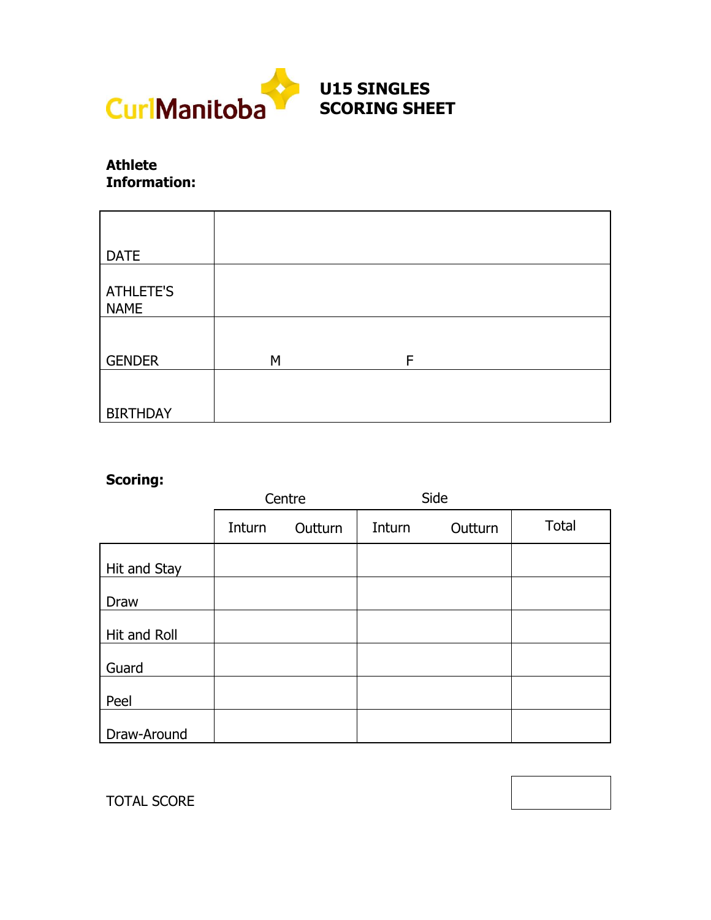CurlManitoba

# U15 SINGLES SCORING SHEET

**Athlete Information:**

| | |
|---|---|
| DATE | |
| ATHLETE'S NAME | |
| GENDER | M &nbsp;&nbsp;&nbsp;&nbsp;&nbsp;&nbsp;&nbsp;&nbsp; F |
| BIRTHDAY | |

**Scoring:**

| | Centre | | Side | | |
|---|---|---|---|---|---|
| | Inturn | Outturn | Inturn | Outturn | Total |
| Hit and Stay | | | | | |
| Draw | | | | | |
| Hit and Roll | | | | | |
| Guard | | | | | |
| Peel | | | | | |
| Draw-Around | | | | | |

TOTAL SCORE